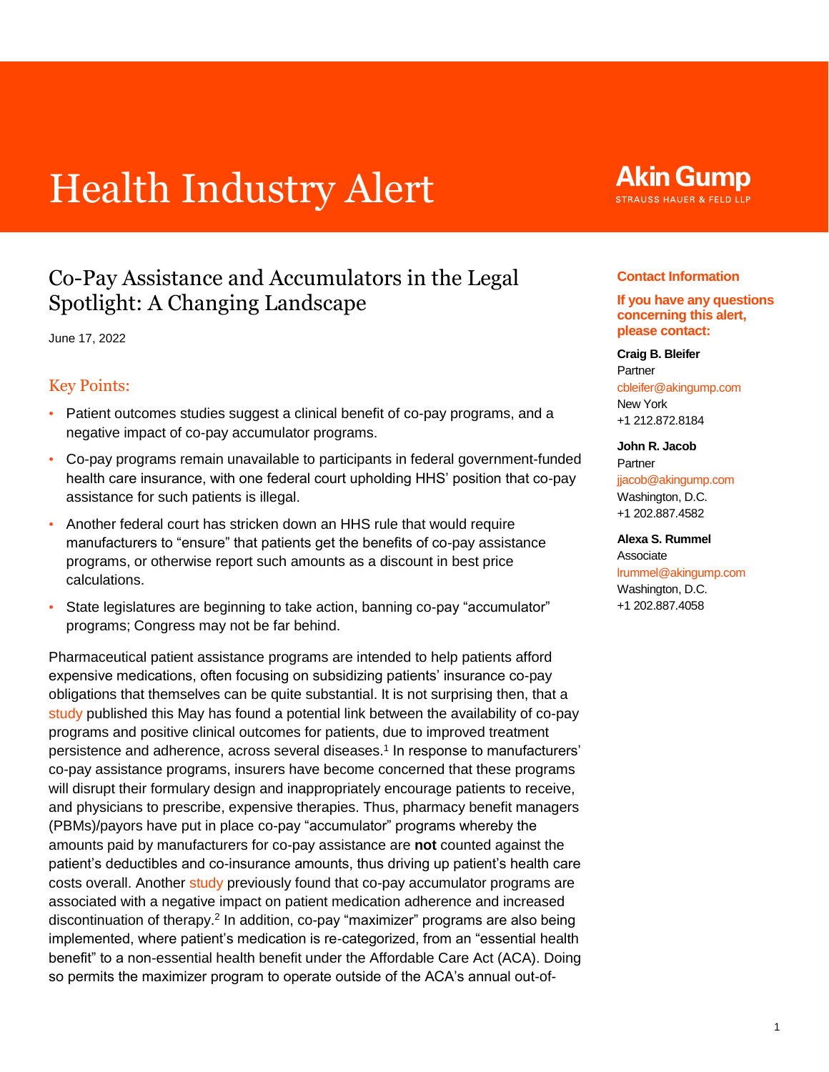# Health Industry Alert

Akin Gump
STRAUSS HAUER & FELD LLP

## Co-Pay Assistance and Accumulators in the Legal Spotlight: A Changing Landscape

June 17, 2022

### Key Points:

- Patient outcomes studies suggest a clinical benefit of co-pay programs, and a negative impact of co-pay accumulator programs.
- Co-pay programs remain unavailable to participants in federal government-funded health care insurance, with one federal court upholding HHS' position that co-pay assistance for such patients is illegal.
- Another federal court has stricken down an HHS rule that would require manufacturers to "ensure" that patients get the benefits of co-pay assistance programs, or otherwise report such amounts as a discount in best price calculations.
- State legislatures are beginning to take action, banning co-pay "accumulator" programs; Congress may not be far behind.

Pharmaceutical patient assistance programs are intended to help patients afford expensive medications, often focusing on subsidizing patients' insurance co-pay obligations that themselves can be quite substantial. It is not surprising then, that a study published this May has found a potential link between the availability of co-pay programs and positive clinical outcomes for patients, due to improved treatment persistence and adherence, across several diseases.[1] In response to manufacturers' co-pay assistance programs, insurers have become concerned that these programs will disrupt their formulary design and inappropriately encourage patients to receive, and physicians to prescribe, expensive therapies. Thus, pharmacy benefit managers (PBMs)/payors have put in place co-pay "accumulator" programs whereby the amounts paid by manufacturers for co-pay assistance are **not** counted against the patient's deductibles and co-insurance amounts, thus driving up patient's health care costs overall. Another study previously found that co-pay accumulator programs are associated with a negative impact on patient medication adherence and increased discontinuation of therapy.[2] In addition, co-pay "maximizer" programs are also being implemented, where patient's medication is re-categorized, from an "essential health benefit" to a non-essential health benefit under the Affordable Care Act (ACA). Doing so permits the maximizer program to operate outside of the ACA's annual out-of-

**Contact Information**

**If you have any questions concerning this alert, please contact:**

**Craig B. Bleifer**
Partner
cbleifer@akingump.com
New York
+1 212.872.8184

**John R. Jacob**
Partner
jjacob@akingump.com
Washington, D.C.
+1 202.887.4582

**Alexa S. Rummel**
Associate
lrummel@akingump.com
Washington, D.C.
+1 202.887.4058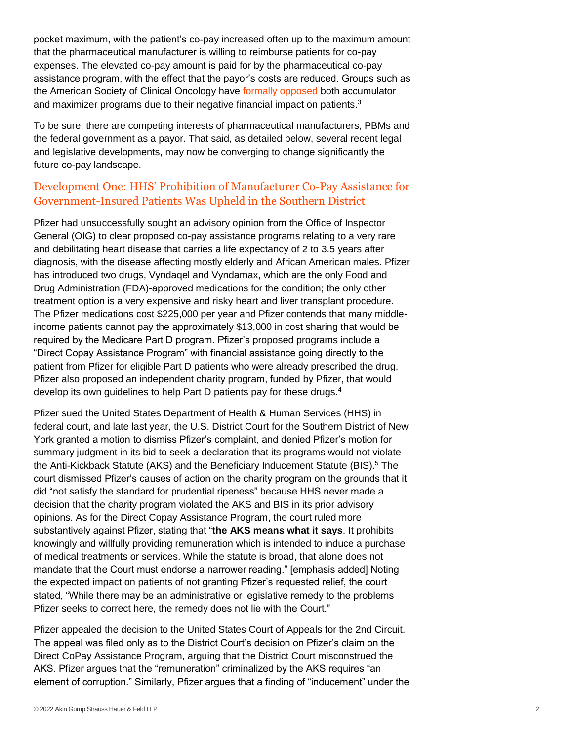pocket maximum, with the patient's co-pay increased often up to the maximum amount that the pharmaceutical manufacturer is willing to reimburse patients for co-pay expenses. The elevated co-pay amount is paid for by the pharmaceutical co-pay assistance program, with the effect that the payor's costs are reduced. Groups such as the American Society of Clinical Oncology have formally opposed both accumulator and maximizer programs due to their negative financial impact on patients.[3]

To be sure, there are competing interests of pharmaceutical manufacturers, PBMs and the federal government as a payor. That said, as detailed below, several recent legal and legislative developments, may now be converging to change significantly the future co-pay landscape.

## Development One: HHS' Prohibition of Manufacturer Co-Pay Assistance for Government-Insured Patients Was Upheld in the Southern District

Pfizer had unsuccessfully sought an advisory opinion from the Office of Inspector General (OIG) to clear proposed co-pay assistance programs relating to a very rare and debilitating heart disease that carries a life expectancy of 2 to 3.5 years after diagnosis, with the disease affecting mostly elderly and African American males. Pfizer has introduced two drugs, Vyndaqel and Vyndamax, which are the only Food and Drug Administration (FDA)-approved medications for the condition; the only other treatment option is a very expensive and risky heart and liver transplant procedure. The Pfizer medications cost $225,000 per year and Pfizer contends that many middle-income patients cannot pay the approximately $13,000 in cost sharing that would be required by the Medicare Part D program. Pfizer's proposed programs include a "Direct Copay Assistance Program" with financial assistance going directly to the patient from Pfizer for eligible Part D patients who were already prescribed the drug. Pfizer also proposed an independent charity program, funded by Pfizer, that would develop its own guidelines to help Part D patients pay for these drugs.[4]

Pfizer sued the United States Department of Health & Human Services (HHS) in federal court, and late last year, the U.S. District Court for the Southern District of New York granted a motion to dismiss Pfizer's complaint, and denied Pfizer's motion for summary judgment in its bid to seek a declaration that its programs would not violate the Anti-Kickback Statute (AKS) and the Beneficiary Inducement Statute (BIS).[5] The court dismissed Pfizer's causes of action on the charity program on the grounds that it did "not satisfy the standard for prudential ripeness" because HHS never made a decision that the charity program violated the AKS and BIS in its prior advisory opinions. As for the Direct Copay Assistance Program, the court ruled more substantively against Pfizer, stating that "**the AKS means what it says**. It prohibits knowingly and willfully providing remuneration which is intended to induce a purchase of medical treatments or services. While the statute is broad, that alone does not mandate that the Court must endorse a narrower reading." [emphasis added] Noting the expected impact on patients of not granting Pfizer's requested relief, the court stated, "While there may be an administrative or legislative remedy to the problems Pfizer seeks to correct here, the remedy does not lie with the Court."

Pfizer appealed the decision to the United States Court of Appeals for the 2nd Circuit. The appeal was filed only as to the District Court's decision on Pfizer's claim on the Direct CoPay Assistance Program, arguing that the District Court misconstrued the AKS. Pfizer argues that the "remuneration" criminalized by the AKS requires "an element of corruption." Similarly, Pfizer argues that a finding of "inducement" under the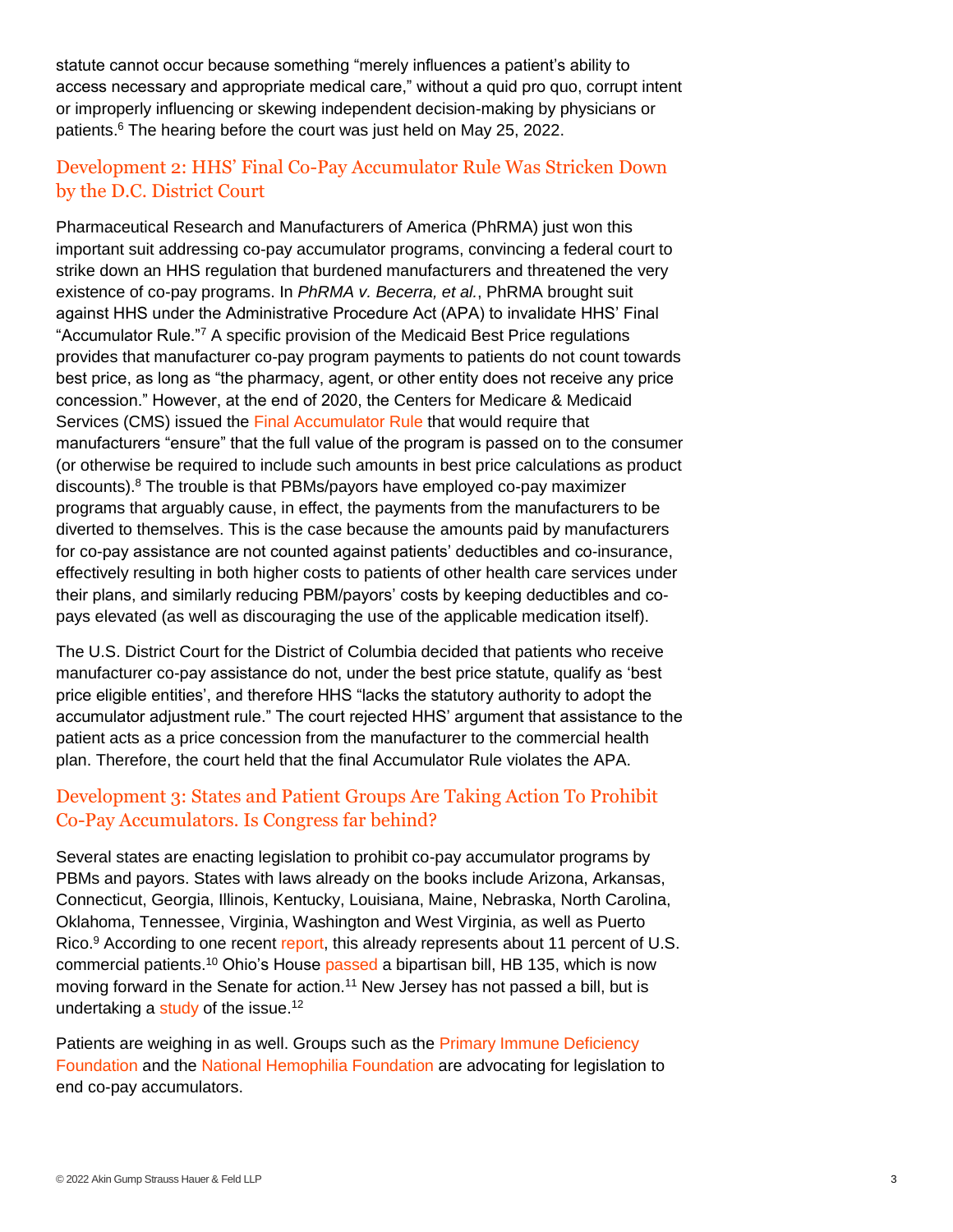statute cannot occur because something "merely influences a patient's ability to access necessary and appropriate medical care," without a quid pro quo, corrupt intent or improperly influencing or skewing independent decision-making by physicians or patients.[6] The hearing before the court was just held on May 25, 2022.

## Development 2: HHS' Final Co-Pay Accumulator Rule Was Stricken Down by the D.C. District Court

Pharmaceutical Research and Manufacturers of America (PhRMA) just won this important suit addressing co-pay accumulator programs, convincing a federal court to strike down an HHS regulation that burdened manufacturers and threatened the very existence of co-pay programs. In *PhRMA v. Becerra, et al.*, PhRMA brought suit against HHS under the Administrative Procedure Act (APA) to invalidate HHS' Final "Accumulator Rule."[7] A specific provision of the Medicaid Best Price regulations provides that manufacturer co-pay program payments to patients do not count towards best price, as long as "the pharmacy, agent, or other entity does not receive any price concession." However, at the end of 2020, the Centers for Medicare & Medicaid Services (CMS) issued the Final Accumulator Rule that would require that manufacturers "ensure" that the full value of the program is passed on to the consumer (or otherwise be required to include such amounts in best price calculations as product discounts).[8] The trouble is that PBMs/payors have employed co-pay maximizer programs that arguably cause, in effect, the payments from the manufacturers to be diverted to themselves. This is the case because the amounts paid by manufacturers for co-pay assistance are not counted against patients' deductibles and co-insurance, effectively resulting in both higher costs to patients of other health care services under their plans, and similarly reducing PBM/payors' costs by keeping deductibles and co-pays elevated (as well as discouraging the use of the applicable medication itself).

The U.S. District Court for the District of Columbia decided that patients who receive manufacturer co-pay assistance do not, under the best price statute, qualify as 'best price eligible entities', and therefore HHS "lacks the statutory authority to adopt the accumulator adjustment rule." The court rejected HHS' argument that assistance to the patient acts as a price concession from the manufacturer to the commercial health plan. Therefore, the court held that the final Accumulator Rule violates the APA.

## Development 3: States and Patient Groups Are Taking Action To Prohibit Co-Pay Accumulators. Is Congress far behind?

Several states are enacting legislation to prohibit co-pay accumulator programs by PBMs and payors. States with laws already on the books include Arizona, Arkansas, Connecticut, Georgia, Illinois, Kentucky, Louisiana, Maine, Nebraska, North Carolina, Oklahoma, Tennessee, Virginia, Washington and West Virginia, as well as Puerto Rico.[9] According to one recent report, this already represents about 11 percent of U.S. commercial patients.[10] Ohio's House passed a bipartisan bill, HB 135, which is now moving forward in the Senate for action.[11] New Jersey has not passed a bill, but is undertaking a study of the issue.[12]

Patients are weighing in as well. Groups such as the Primary Immune Deficiency Foundation and the National Hemophilia Foundation are advocating for legislation to end co-pay accumulators.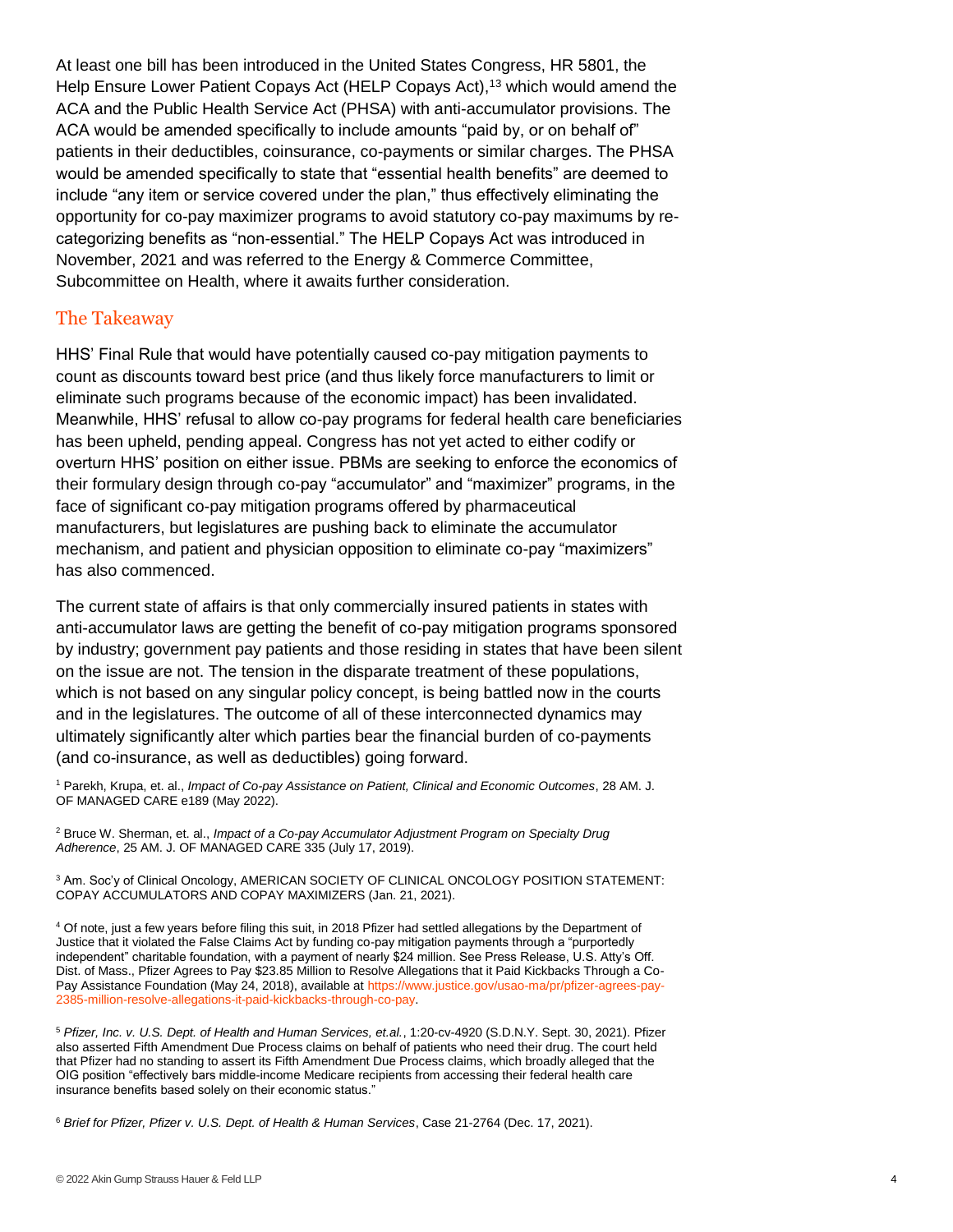At least one bill has been introduced in the United States Congress, HR 5801, the Help Ensure Lower Patient Copays Act (HELP Copays Act),[13] which would amend the ACA and the Public Health Service Act (PHSA) with anti-accumulator provisions. The ACA would be amended specifically to include amounts "paid by, or on behalf of" patients in their deductibles, coinsurance, co-payments or similar charges. The PHSA would be amended specifically to state that "essential health benefits" are deemed to include "any item or service covered under the plan," thus effectively eliminating the opportunity for co-pay maximizer programs to avoid statutory co-pay maximums by re-categorizing benefits as "non-essential." The HELP Copays Act was introduced in November, 2021 and was referred to the Energy & Commerce Committee, Subcommittee on Health, where it awaits further consideration.

## The Takeaway

HHS' Final Rule that would have potentially caused co-pay mitigation payments to count as discounts toward best price (and thus likely force manufacturers to limit or eliminate such programs because of the economic impact) has been invalidated. Meanwhile, HHS' refusal to allow co-pay programs for federal health care beneficiaries has been upheld, pending appeal. Congress has not yet acted to either codify or overturn HHS' position on either issue. PBMs are seeking to enforce the economics of their formulary design through co-pay "accumulator" and "maximizer" programs, in the face of significant co-pay mitigation programs offered by pharmaceutical manufacturers, but legislatures are pushing back to eliminate the accumulator mechanism, and patient and physician opposition to eliminate co-pay "maximizers" has also commenced.

The current state of affairs is that only commercially insured patients in states with anti-accumulator laws are getting the benefit of co-pay mitigation programs sponsored by industry; government pay patients and those residing in states that have been silent on the issue are not. The tension in the disparate treatment of these populations, which is not based on any singular policy concept, is being battled now in the courts and in the legislatures. The outcome of all of these interconnected dynamics may ultimately significantly alter which parties bear the financial burden of co-payments (and co-insurance, as well as deductibles) going forward.

[1] Parekh, Krupa, et. al., *Impact of Co-pay Assistance on Patient, Clinical and Economic Outcomes*, 28 AM. J. OF MANAGED CARE e189 (May 2022).

[2] Bruce W. Sherman, et. al., *Impact of a Co-pay Accumulator Adjustment Program on Specialty Drug Adherence*, 25 AM. J. OF MANAGED CARE 335 (July 17, 2019).

[3] Am. Soc'y of Clinical Oncology, AMERICAN SOCIETY OF CLINICAL ONCOLOGY POSITION STATEMENT: COPAY ACCUMULATORS AND COPAY MAXIMIZERS (Jan. 21, 2021).

[4] Of note, just a few years before filing this suit, in 2018 Pfizer had settled allegations by the Department of Justice that it violated the False Claims Act by funding co-pay mitigation payments through a "purportedly independent" charitable foundation, with a payment of nearly $24 million. See Press Release, U.S. Atty's Off. Dist. of Mass., Pfizer Agrees to Pay $23.85 Million to Resolve Allegations that it Paid Kickbacks Through a Co-Pay Assistance Foundation (May 24, 2018), available at https://www.justice.gov/usao-ma/pr/pfizer-agrees-pay-2385-million-resolve-allegations-it-paid-kickbacks-through-co-pay.

[5] *Pfizer, Inc. v. U.S. Dept. of Health and Human Services, et.al.*, 1:20-cv-4920 (S.D.N.Y. Sept. 30, 2021). Pfizer also asserted Fifth Amendment Due Process claims on behalf of patients who need their drug. The court held that Pfizer had no standing to assert its Fifth Amendment Due Process claims, which broadly alleged that the OIG position "effectively bars middle-income Medicare recipients from accessing their federal health care insurance benefits based solely on their economic status."

[6] *Brief for Pfizer, Pfizer v. U.S. Dept. of Health & Human Services*, Case 21-2764 (Dec. 17, 2021).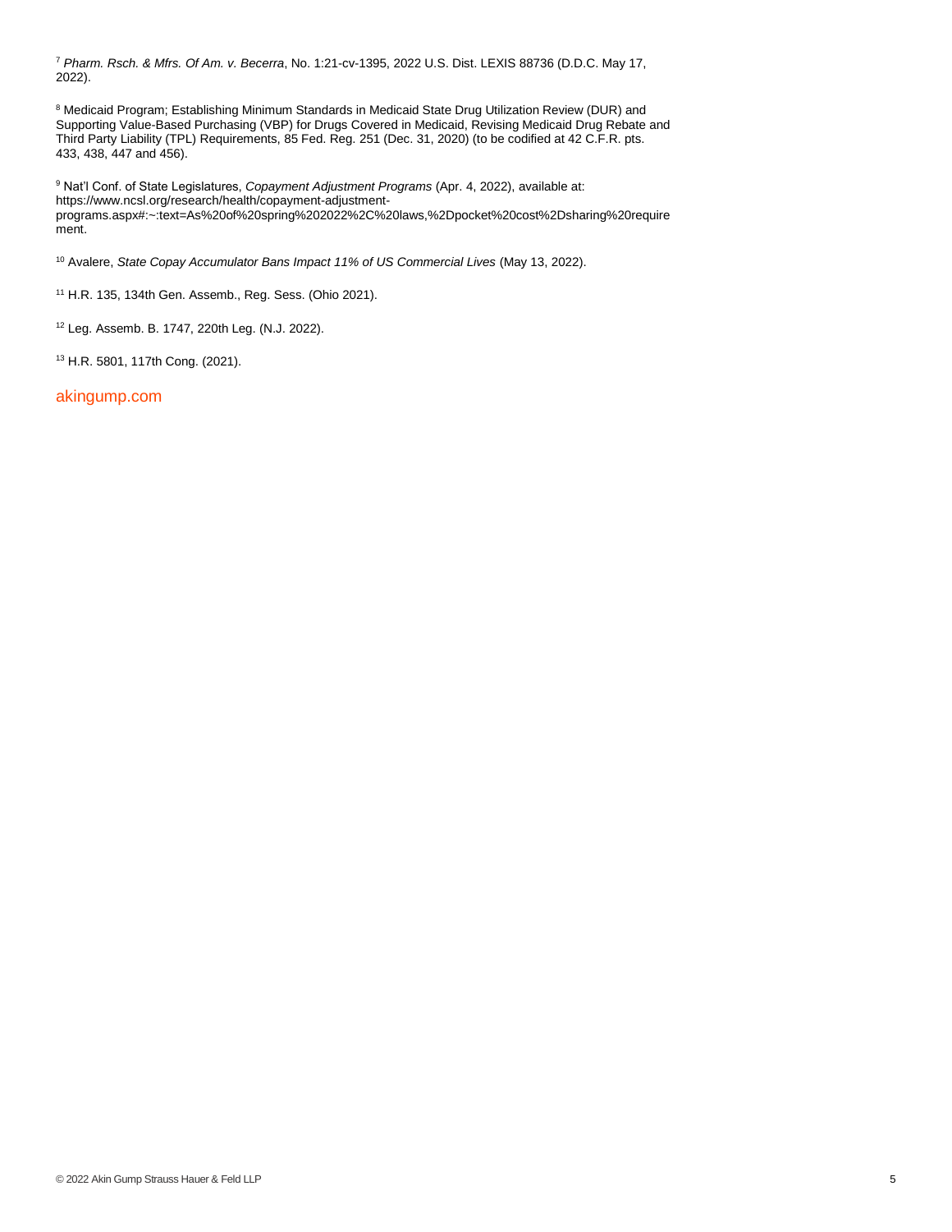[7] *Pharm. Rsch. & Mfrs. Of Am. v. Becerra*, No. 1:21-cv-1395, 2022 U.S. Dist. LEXIS 88736 (D.D.C. May 17, 2022).

[8] Medicaid Program; Establishing Minimum Standards in Medicaid State Drug Utilization Review (DUR) and Supporting Value-Based Purchasing (VBP) for Drugs Covered in Medicaid, Revising Medicaid Drug Rebate and Third Party Liability (TPL) Requirements, 85 Fed. Reg. 251 (Dec. 31, 2020) (to be codified at 42 C.F.R. pts. 433, 438, 447 and 456).

[9] Nat'l Conf. of State Legislatures, *Copayment Adjustment Programs* (Apr. 4, 2022), available at: https://www.ncsl.org/research/health/copayment-adjustment-programs.aspx#:~:text=As%20of%20spring%202022%2C%20laws,%2Dpocket%20cost%2Dsharing%20requirement.

[10] Avalere, *State Copay Accumulator Bans Impact 11% of US Commercial Lives* (May 13, 2022).

[11] H.R. 135, 134th Gen. Assemb., Reg. Sess. (Ohio 2021).

[12] Leg. Assemb. B. 1747, 220th Leg. (N.J. 2022).

[13] H.R. 5801, 117th Cong. (2021).

akingump.com

© 2022 Akin Gump Strauss Hauer & Feld LLP